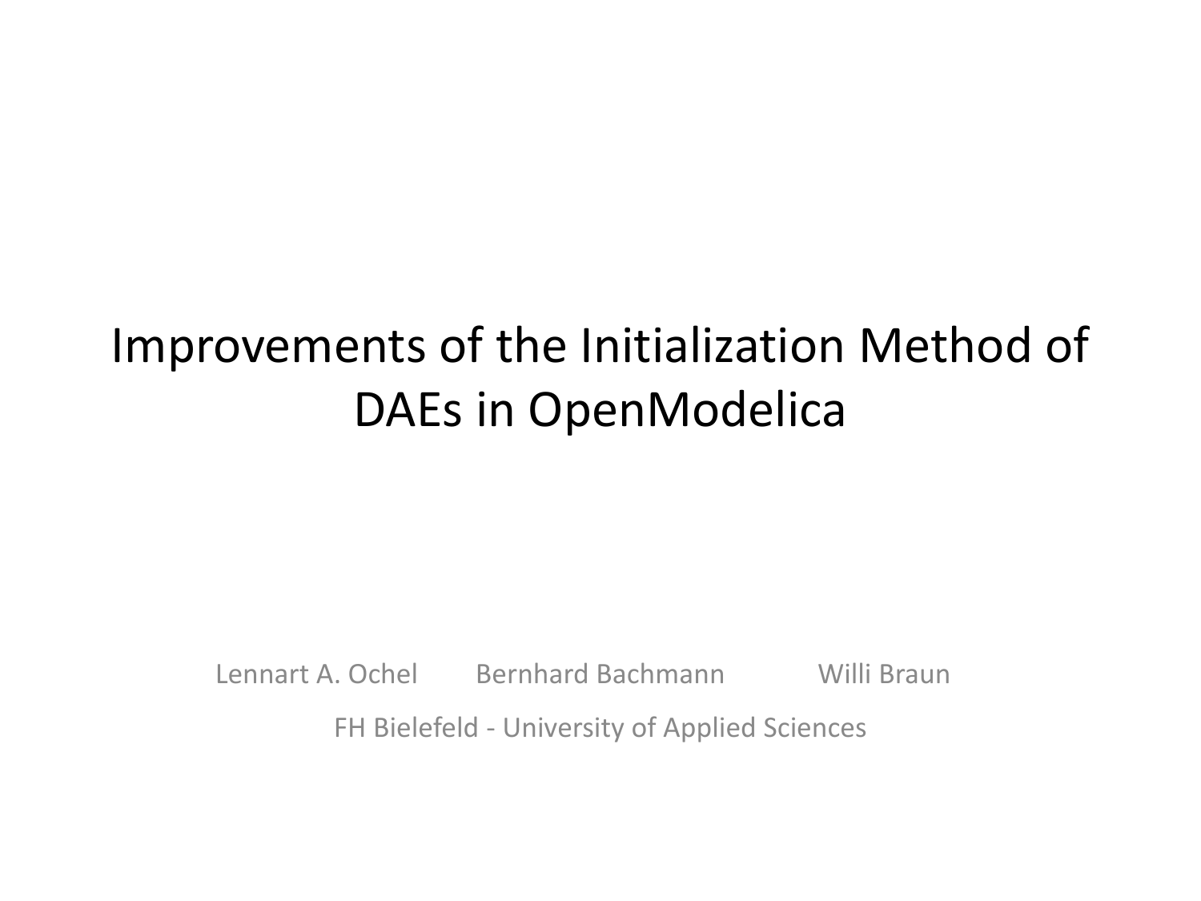# Improvements of the Initialization Method of DAEs in OpenModelica

Lennart A. Ochel    Bernhard Bachmann    Willi Braun

FH Bielefeld - University of Applied Sciences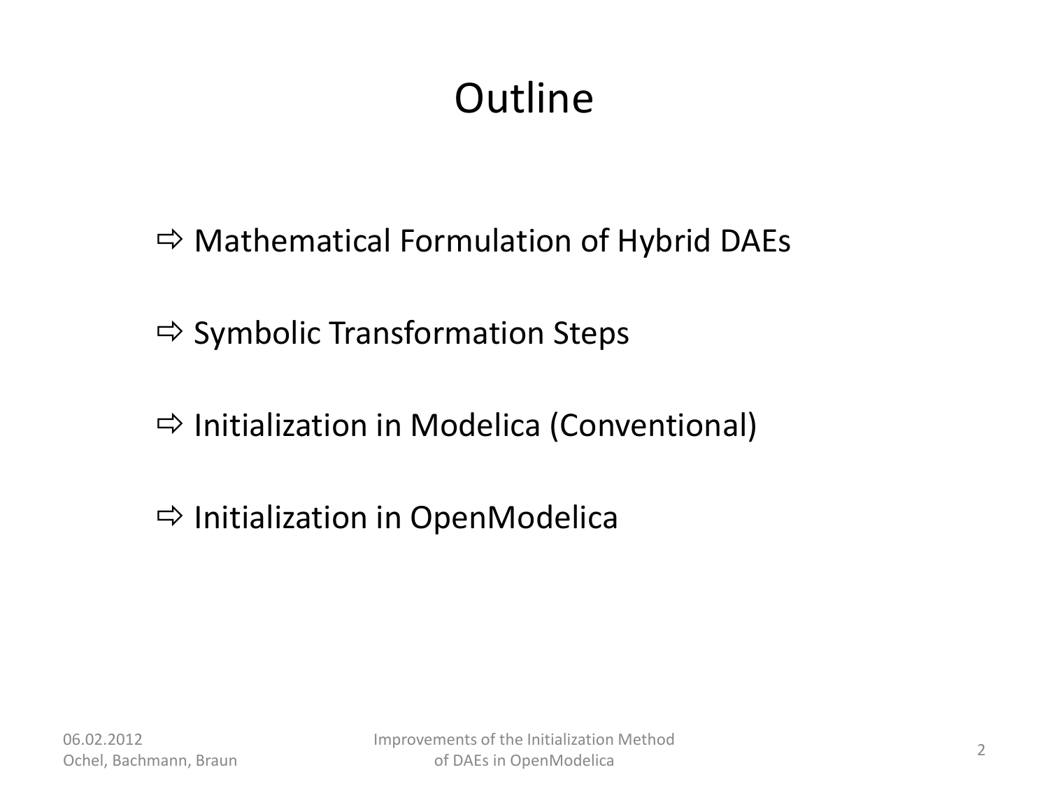# Outline

- ⇨ Mathematical Formulation of Hybrid DAEs
- ⇨ Symbolic Transformation Steps
- ⇨ Initialization in Modelica (Conventional)
- ⇨ Initialization in OpenModelica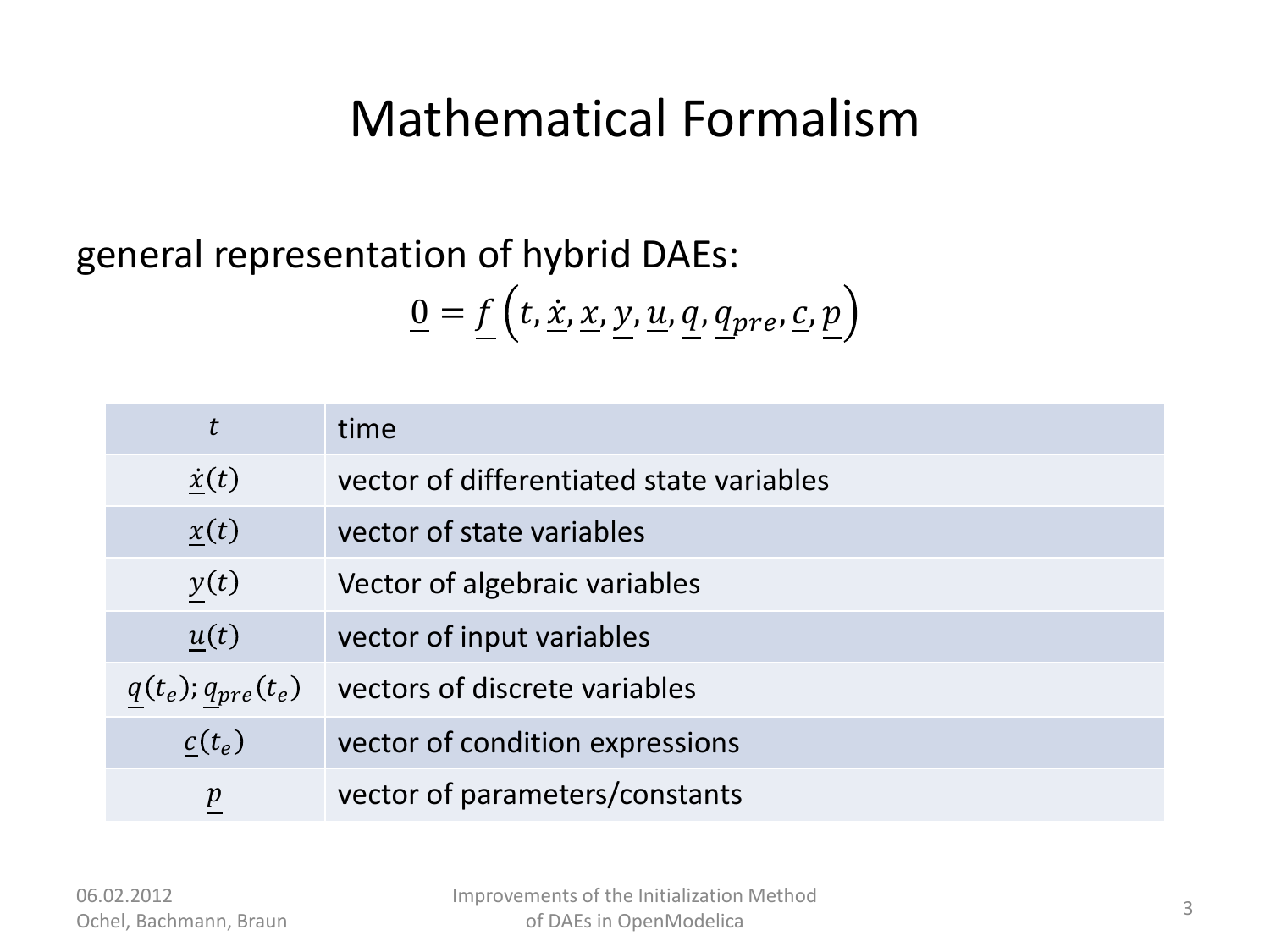# Mathematical Formalism

general representation of hybrid DAEs:

$$\underline{0} = \underline{f}\left(t, \underline{\dot{x}}, \underline{x}, \underline{y}, \underline{u}, \underline{q}, \underline{q}_{pre}, \underline{c}, \underline{p}\right)$$

| | |
|---|---|
| $t$ | time |
| $\underline{\dot{x}}(t)$ | vector of differentiated state variables |
| $\underline{x}(t)$ | vector of state variables |
| $\underline{y}(t)$ | Vector of algebraic variables |
| $\underline{u}(t)$ | vector of input variables |
| $\underline{q}(t_e); \underline{q}_{pre}(t_e)$ | vectors of discrete variables |
| $\underline{c}(t_e)$ | vector of condition expressions |
| $\underline{p}$ | vector of parameters/constants |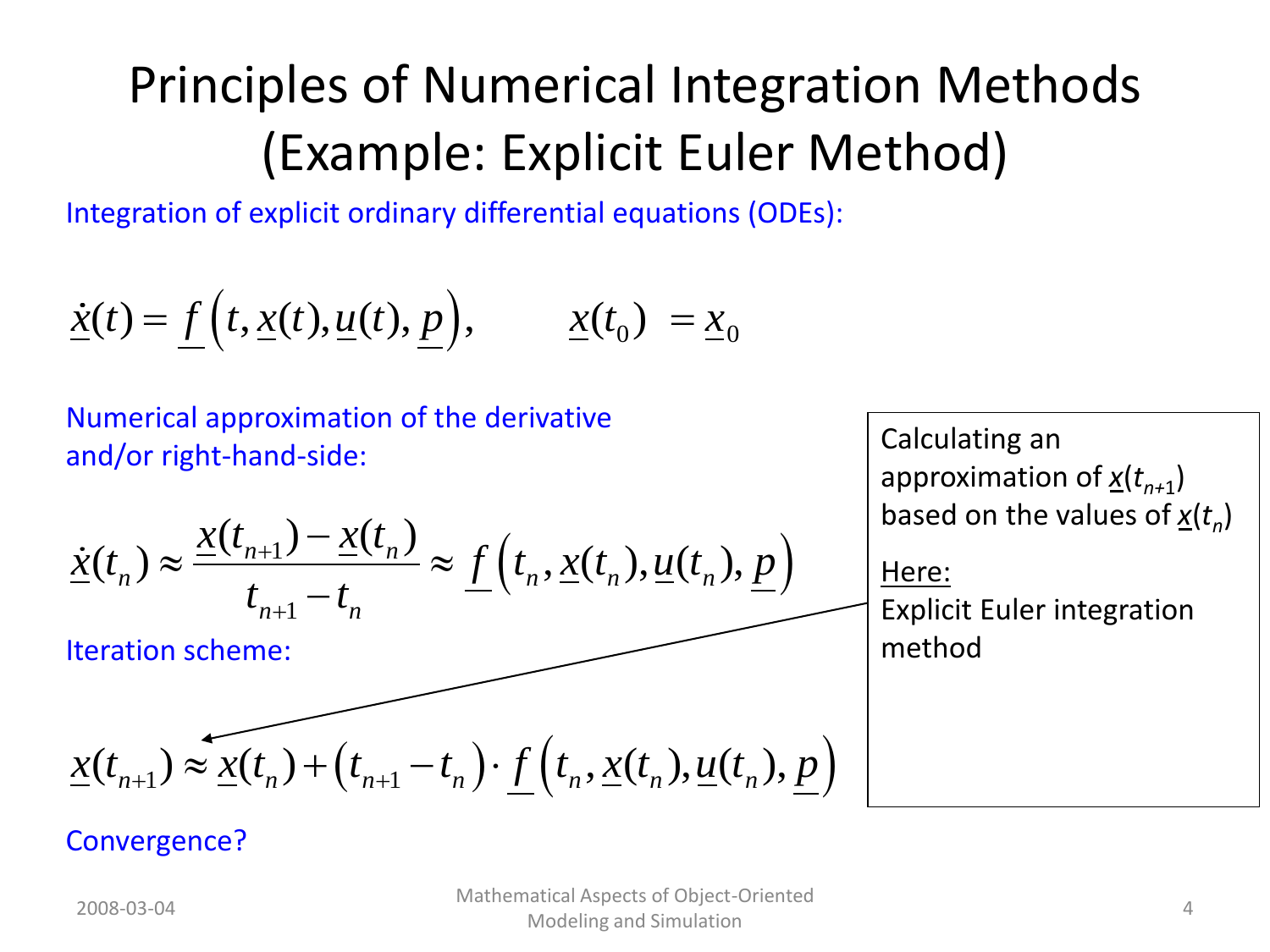# Principles of Numerical Integration Methods (Example: Explicit Euler Method)

Integration of explicit ordinary differential equations (ODEs):

$$\underline{\dot{x}}(t) = \underline{f}\left(t, \underline{x}(t), \underline{u}(t), \underline{p}\right), \qquad \underline{x}(t_0) = \underline{x}_0$$

Numerical approximation of the derivative and/or right-hand-side:

$$\underline{\dot{x}}(t_n) \approx \frac{\underline{x}(t_{n+1}) - \underline{x}(t_n)}{t_{n+1} - t_n} \approx \underline{f}\left(t_n, \underline{x}(t_n), \underline{u}(t_n), \underline{p}\right)$$

Iteration scheme:

$$\underline{x}(t_{n+1}) \approx \underline{x}(t_n) + \left(t_{n+1} - t_n\right) \cdot \underline{f}\left(t_n, \underline{x}(t_n), \underline{u}(t_n), \underline{p}\right)$$

Convergence?

Calculating an approximation of $\underline{x}(t_{n+1})$ based on the values of $\underline{x}(t_n)$

Here:
Explicit Euler integration method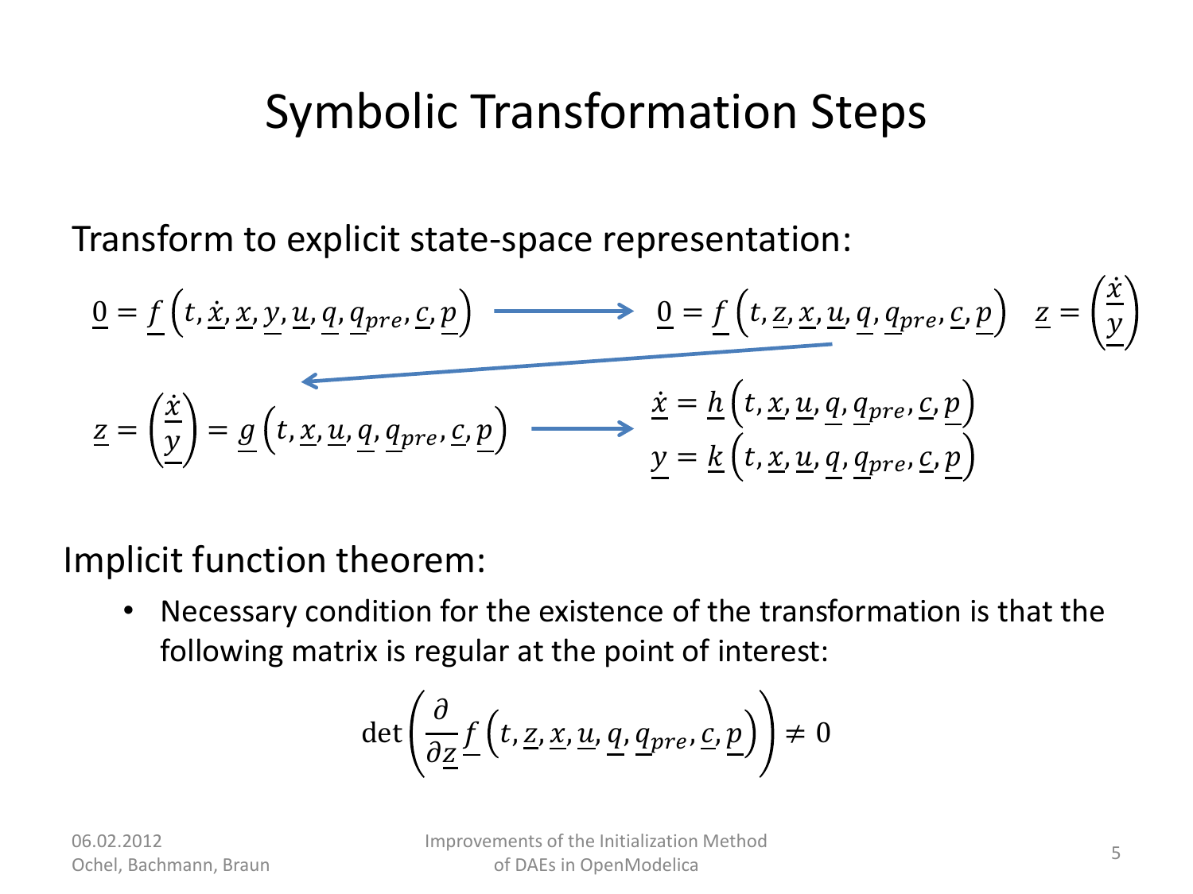# Symbolic Transformation Steps

Transform to explicit state-space representation:

$$\underline{0} = \underline{f}\left(t, \underline{\dot{x}}, \underline{x}, \underline{y}, \underline{u}, \underline{q}, \underline{q}_{pre}, \underline{c}, \underline{p}\right) \longrightarrow \underline{0} = \underline{f}\left(t, \underline{z}, \underline{x}, \underline{u}, \underline{q}, \underline{q}_{pre}, \underline{c}, \underline{p}\right) \quad \underline{z} = \begin{pmatrix} \underline{\dot{x}} \\ \underline{y} \end{pmatrix}$$

$$\underline{z} = \begin{pmatrix} \underline{\dot{x}} \\ \underline{y} \end{pmatrix} = \underline{g}\left(t, \underline{x}, \underline{u}, \underline{q}, \underline{q}_{pre}, \underline{c}, \underline{p}\right) \longrightarrow \begin{array}{l} \underline{\dot{x}} = \underline{h}\left(t, \underline{x}, \underline{u}, \underline{q}, \underline{q}_{pre}, \underline{c}, \underline{p}\right) \\ \underline{y} = \underline{k}\left(t, \underline{x}, \underline{u}, \underline{q}, \underline{q}_{pre}, \underline{c}, \underline{p}\right) \end{array}$$

Implicit function theorem:

- Necessary condition for the existence of the transformation is that the following matrix is regular at the point of interest:

$$\det\left(\frac{\partial}{\partial \underline{z}} \underline{f}\left(t, \underline{z}, \underline{x}, \underline{u}, \underline{q}, \underline{q}_{pre}, \underline{c}, \underline{p}\right)\right) \neq 0$$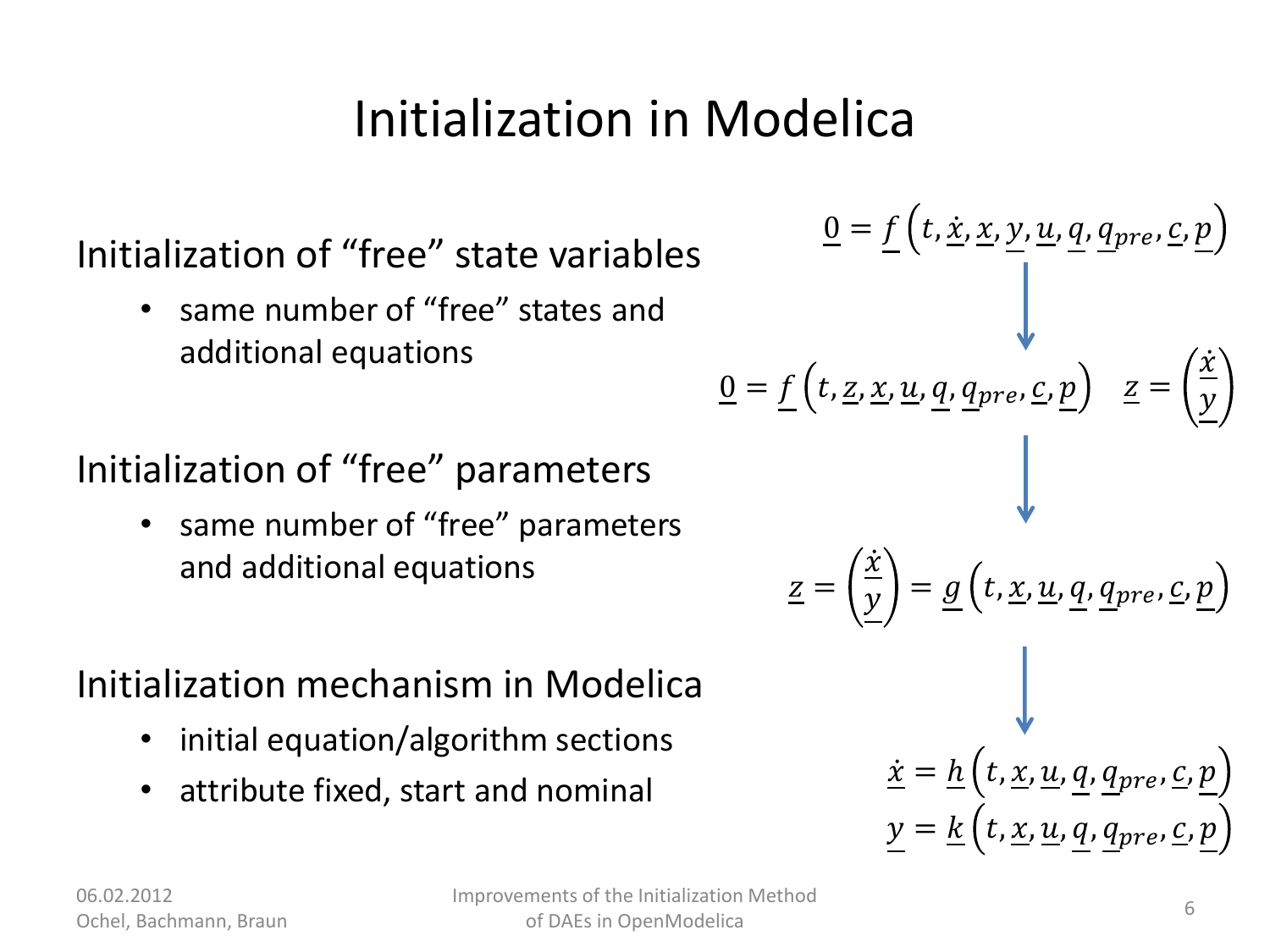# Initialization in Modelica

## Initialization of "free" state variables

- same number of "free" states and additional equations

## Initialization of "free" parameters

- same number of "free" parameters and additional equations

## Initialization mechanism in Modelica

- initial equation/algorithm sections
- attribute fixed, start and nominal

$$\underline{0} = \underline{f}\left(t, \underline{\dot{x}}, \underline{x}, \underline{y}, \underline{u}, \underline{q}, \underline{q}_{pre}, \underline{c}, \underline{p}\right)$$

$$\downarrow$$

$$\underline{0} = \underline{f}\left(t, \underline{z}, \underline{x}, \underline{u}, \underline{q}, \underline{q}_{pre}, \underline{c}, \underline{p}\right) \quad \underline{z} = \begin{pmatrix} \underline{\dot{x}} \\ \underline{y} \end{pmatrix}$$

$$\downarrow$$

$$\underline{z} = \begin{pmatrix} \underline{\dot{x}} \\ \underline{y} \end{pmatrix} = \underline{g}\left(t, \underline{x}, \underline{u}, \underline{q}, \underline{q}_{pre}, \underline{c}, \underline{p}\right)$$

$$\downarrow$$

$$\underline{\dot{x}} = \underline{h}\left(t, \underline{x}, \underline{u}, \underline{q}, \underline{q}_{pre}, \underline{c}, \underline{p}\right)$$
$$\underline{y} = \underline{k}\left(t, \underline{x}, \underline{u}, \underline{q}, \underline{q}_{pre}, \underline{c}, \underline{p}\right)$$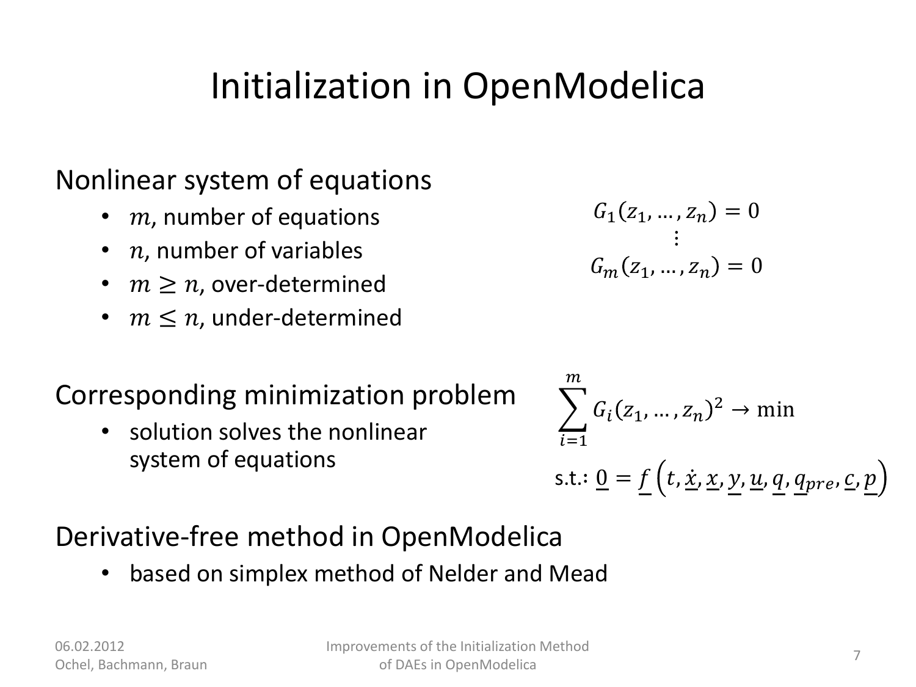# Initialization in OpenModelica

## Nonlinear system of equations

- $m$, number of equations
- $n$, number of variables
- $m \geq n$, over-determined
- $m \leq n$, under-determined

$$
\begin{gathered}
G_1(z_1, \dots, z_n) = 0 \\
\vdots \\
G_m(z_1, \dots, z_n) = 0
\end{gathered}
$$

## Corresponding minimization problem

- solution solves the nonlinear system of equations

$$
\sum_{i=1}^{m} G_i(z_1, \dots, z_n)^2 \rightarrow \min
$$

$$
\text{s.t.: } \underline{0} = \underline{f}\left(t, \underline{\dot{x}}, \underline{x}, \underline{y}, \underline{u}, \underline{q}, \underline{q}_{pre}, \underline{c}, \underline{p}\right)
$$

## Derivative-free method in OpenModelica

- based on simplex method of Nelder and Mead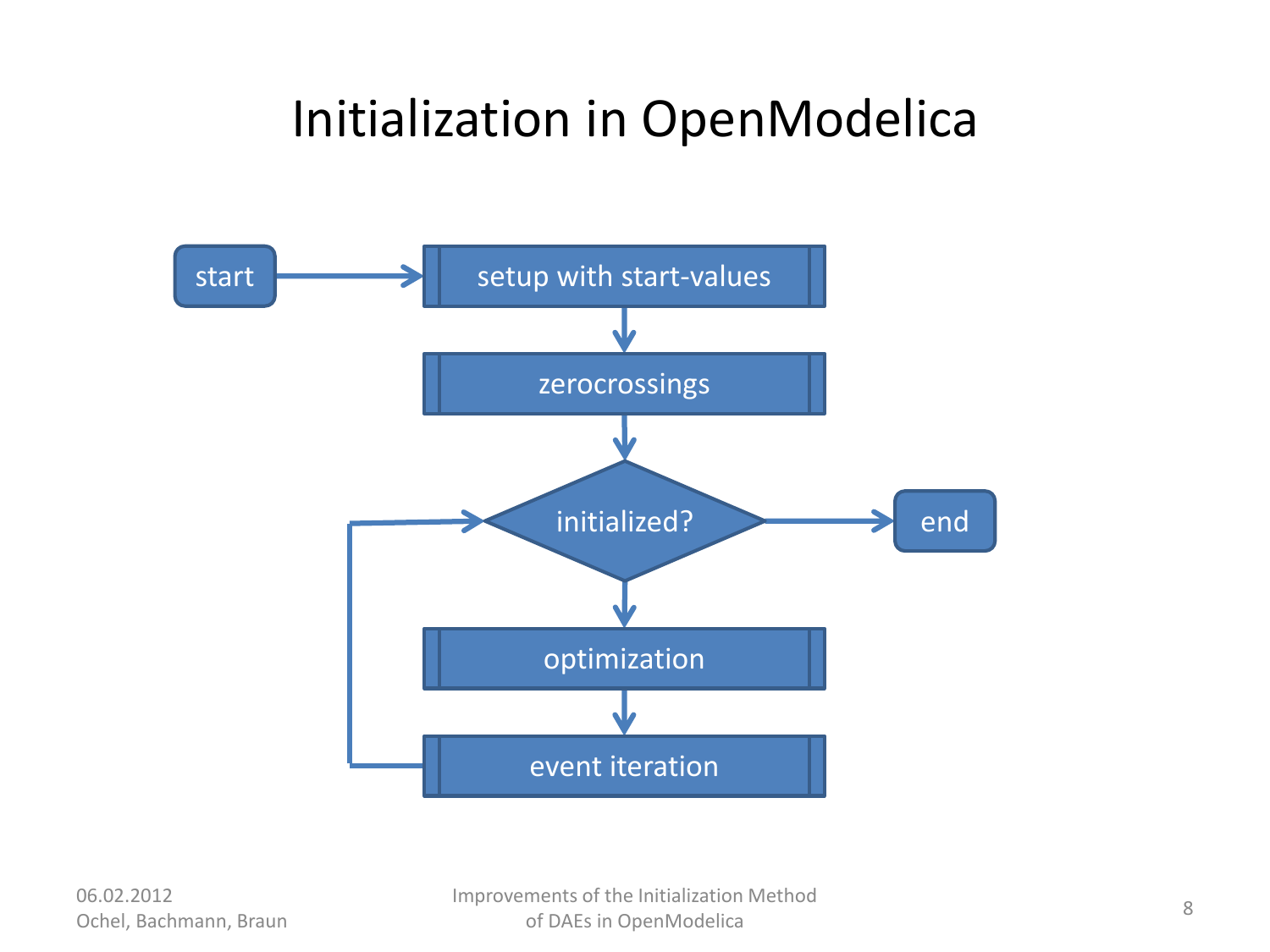# Initialization in OpenModelica

start → setup with start-values → zerocrossings → initialized? → end

initialized? → optimization → event iteration → initialized?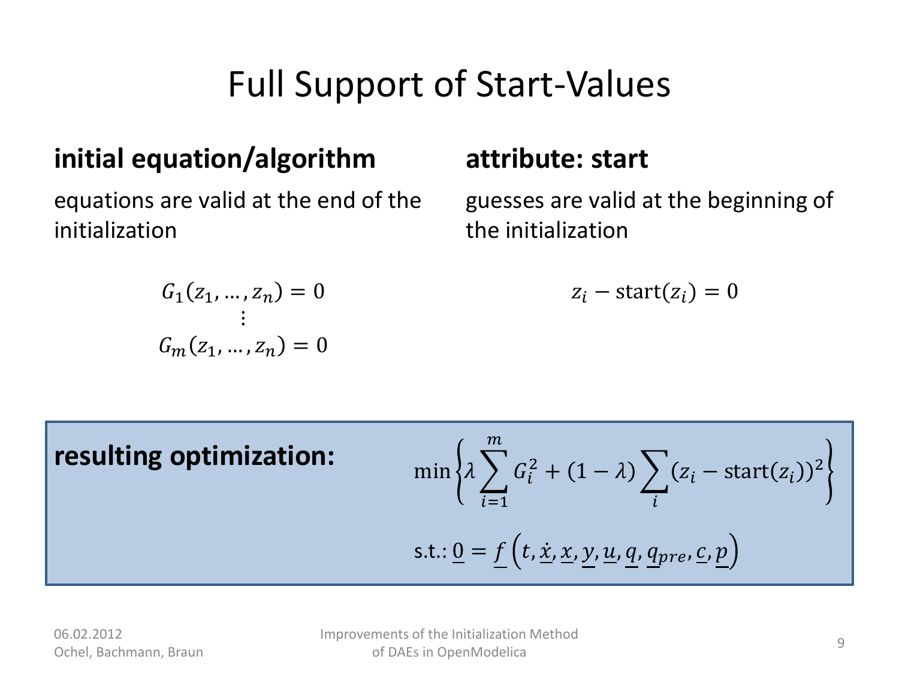# Full Support of Start-Values

## initial equation/algorithm

equations are valid at the end of the initialization

$$
\begin{gathered}
G_1(z_1, \ldots, z_n) = 0 \\
\vdots \\
G_m(z_1, \ldots, z_n) = 0
\end{gathered}
$$

## attribute: start

guesses are valid at the beginning of the initialization

$$
z_i - \text{start}(z_i) = 0
$$

**resulting optimization:**

$$
\min \left\{ \lambda \sum_{i=1}^{m} G_i^2 + (1 - \lambda) \sum_{i} (z_i - \text{start}(z_i))^2 \right\}
$$

$$
\text{s.t.: } \underline{0} = \underline{f}\left(t, \underline{\dot{x}}, \underline{x}, \underline{y}, \underline{u}, \underline{q}, \underline{q}_{pre}, \underline{c}, \underline{p}\right)
$$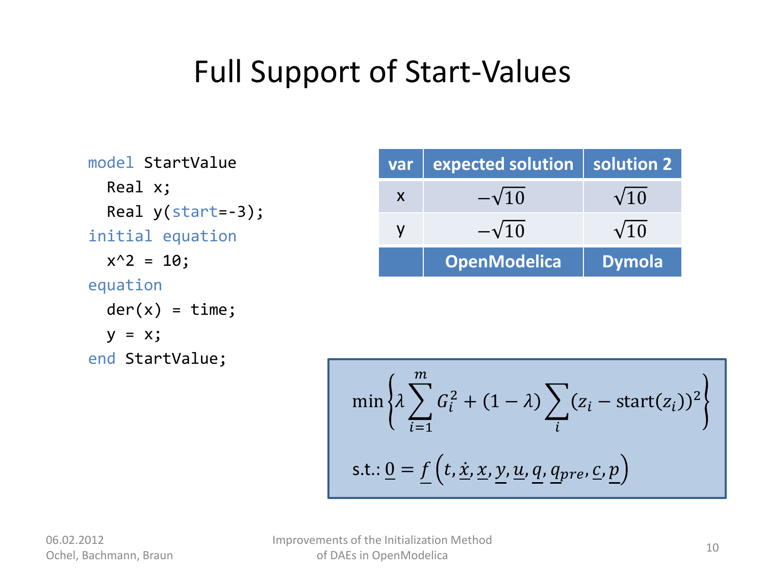# Full Support of Start-Values

```
model StartValue
  Real x;
  Real y(start=-3);
initial equation
  x^2 = 10;
equation
  der(x) = time;
  y = x;
end StartValue;
```

| var | expected solution | solution 2 |
|---|---|---|
| x | $-\sqrt{10}$ | $\sqrt{10}$ |
| y | $-\sqrt{10}$ | $\sqrt{10}$ |
| | **OpenModelica** | **Dymola** |

$$\min\left\{\lambda \sum_{i=1}^{m} G_i^2 + (1-\lambda)\sum_{i}(z_i - \text{start}(z_i))^2\right\}$$

$$\text{s.t.: } \underline{0} = \underline{f}\left(t, \underline{\dot{x}}, \underline{x}, \underline{y}, \underline{u}, \underline{q}, \underline{q}_{pre}, \underline{c}, \underline{p}\right)$$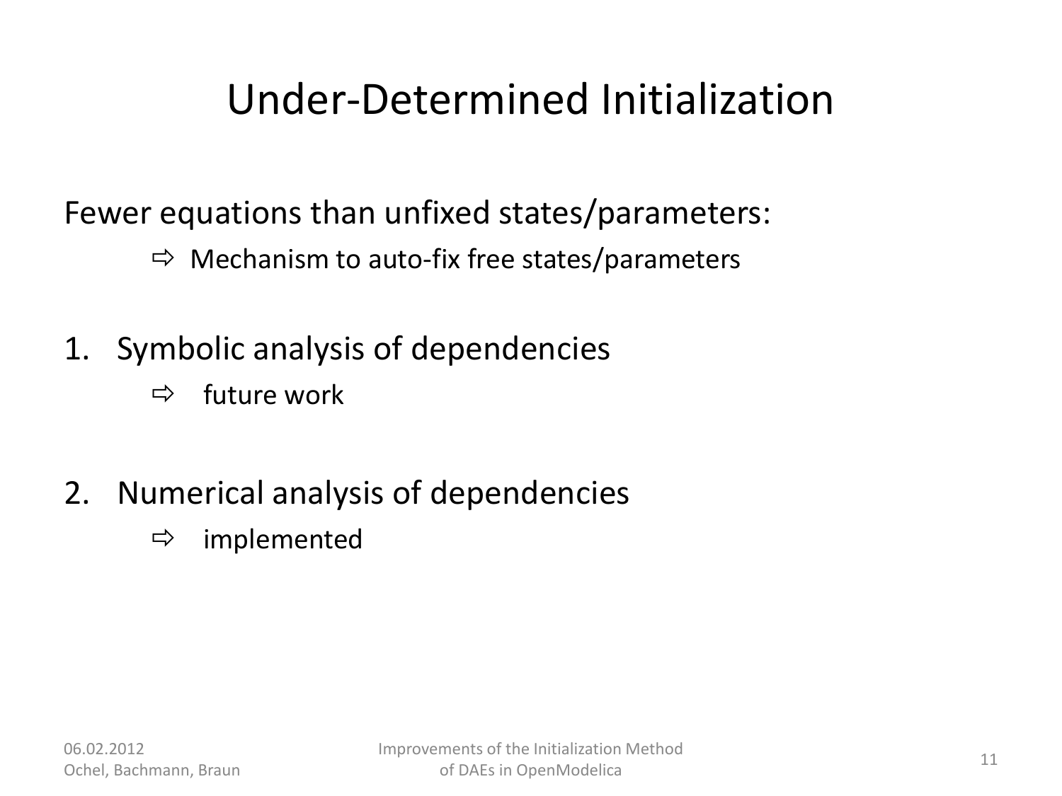# Under-Determined Initialization

Fewer equations than unfixed states/parameters:

⇨ Mechanism to auto-fix free states/parameters

1. Symbolic analysis of dependencies

   ⇨ future work

2. Numerical analysis of dependencies

   ⇨ implemented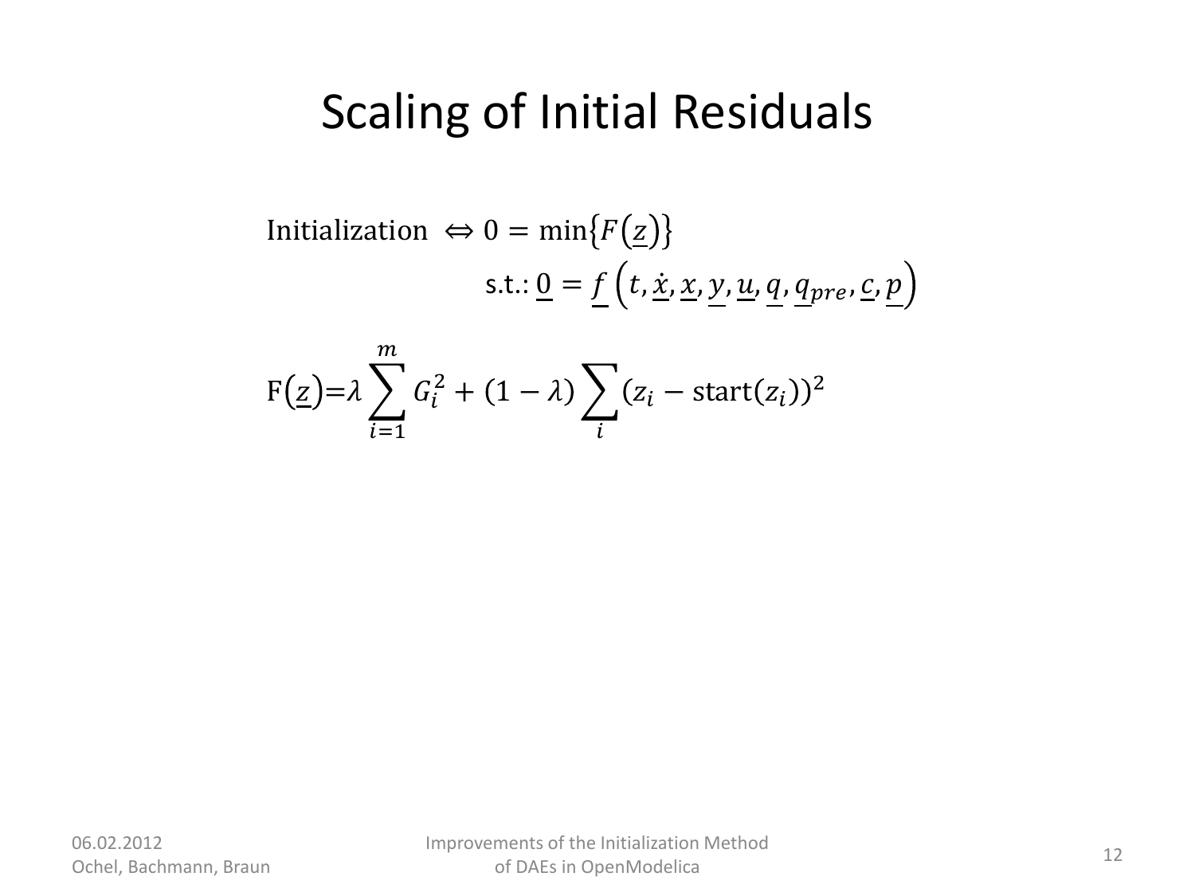# Scaling of Initial Residuals

$$\text{Initialization} \;\Leftrightarrow 0 = \min\{F(\underline{z})\}$$

$$\text{s.t.: } \underline{0} = \underline{f}\left(t, \underline{\dot{x}}, \underline{x}, \underline{y}, \underline{u}, \underline{q}, \underline{q}_{pre}, \underline{c}, \underline{p}\right)$$

$$\mathrm{F}(\underline{z}) = \lambda \sum_{i=1}^{m} G_i^2 + (1-\lambda) \sum_{i} (z_i - \mathrm{start}(z_i))^2$$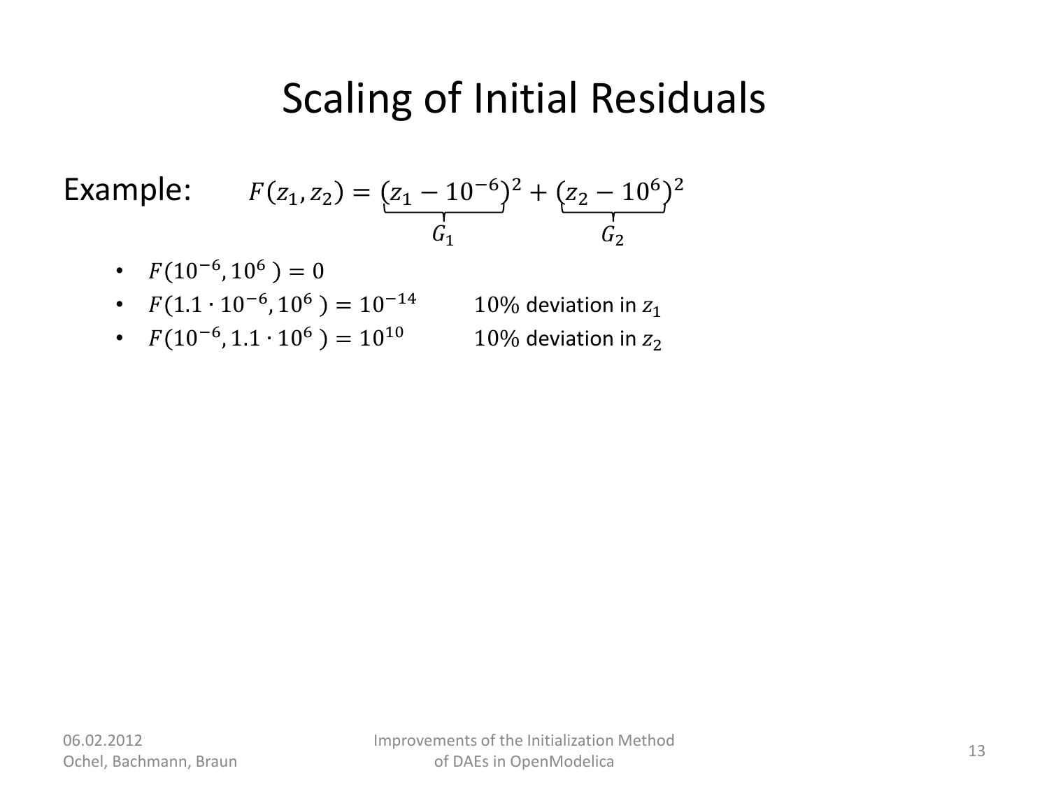# Scaling of Initial Residuals

Example: $$F(z_1, z_2) = \underbrace{(z_1 - 10^{-6})}_{G_1}{}^2 + \underbrace{(z_2 - 10^{6})}_{G_2}{}^2$$

- $F(10^{-6}, 10^{6}) = 0$
- $F(1.1 \cdot 10^{-6}, 10^{6}) = 10^{-14}$ $\quad$ $10\%$ deviation in $z_1$
- $F(10^{-6}, 1.1 \cdot 10^{6}) = 10^{10}$ $\quad$ $10\%$ deviation in $z_2$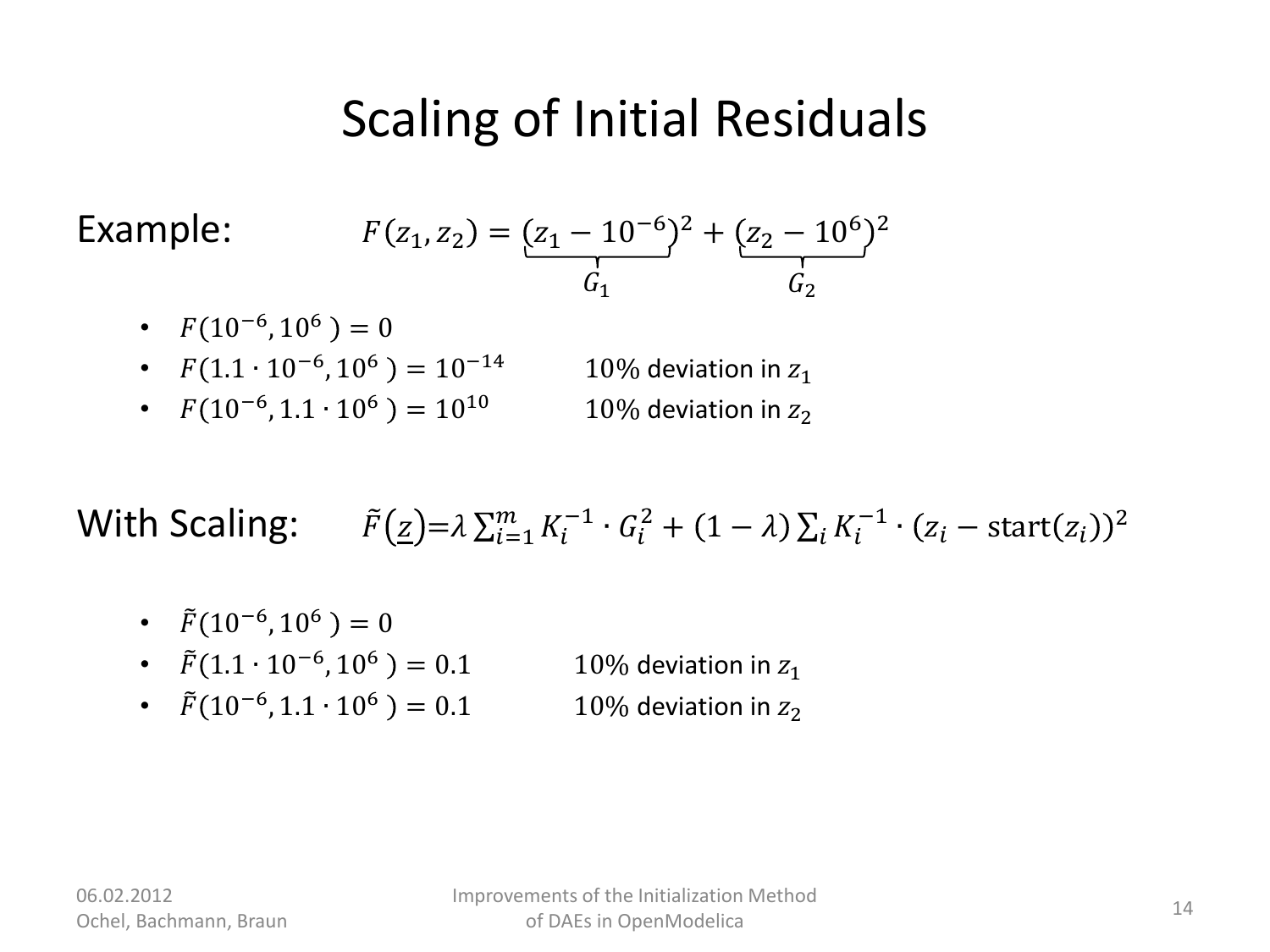# Scaling of Initial Residuals

Example:

$$F(z_1, z_2) = \underbrace{(z_1 - 10^{-6})}_{G_1}{}^2 + \underbrace{(z_2 - 10^{6})}_{G_2}{}^2$$

- $F(10^{-6}, 10^{6}) = 0$
- $F(1.1 \cdot 10^{-6}, 10^{6}) = 10^{-14}$ — 10% deviation in $z_1$
- $F(10^{-6}, 1.1 \cdot 10^{6}) = 10^{10}$ — 10% deviation in $z_2$

With Scaling:

$$\tilde{F}(\underline{z}) = \lambda \sum_{i=1}^{m} K_i^{-1} \cdot G_i^2 + (1 - \lambda) \sum_i K_i^{-1} \cdot (z_i - \text{start}(z_i))^2$$

- $\tilde{F}(10^{-6}, 10^{6}) = 0$
- $\tilde{F}(1.1 \cdot 10^{-6}, 10^{6}) = 0.1$ — 10% deviation in $z_1$
- $\tilde{F}(10^{-6}, 1.1 \cdot 10^{6}) = 0.1$ — 10% deviation in $z_2$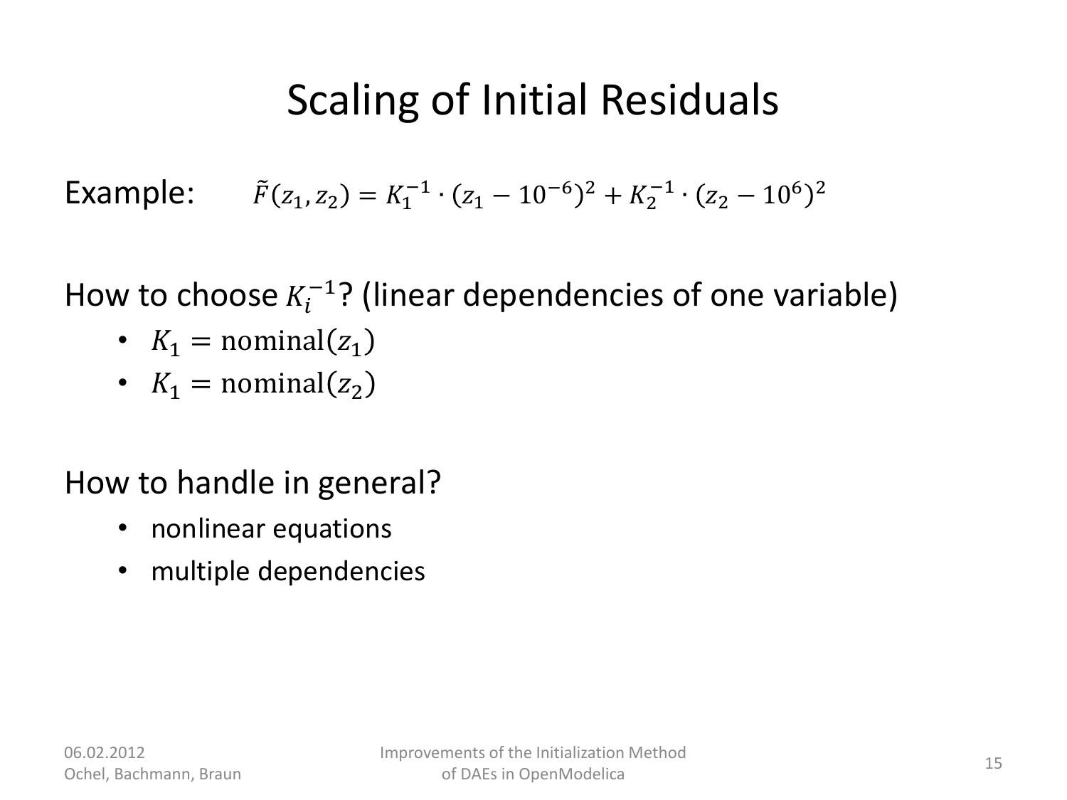# Scaling of Initial Residuals

Example: $\tilde{F}(z_1, z_2) = K_1^{-1} \cdot (z_1 - 10^{-6})^2 + K_2^{-1} \cdot (z_2 - 10^{6})^2$

How to choose $K_i^{-1}$? (linear dependencies of one variable)

- $K_1 = \text{nominal}(z_1)$
- $K_1 = \text{nominal}(z_2)$

How to handle in general?

- nonlinear equations
- multiple dependencies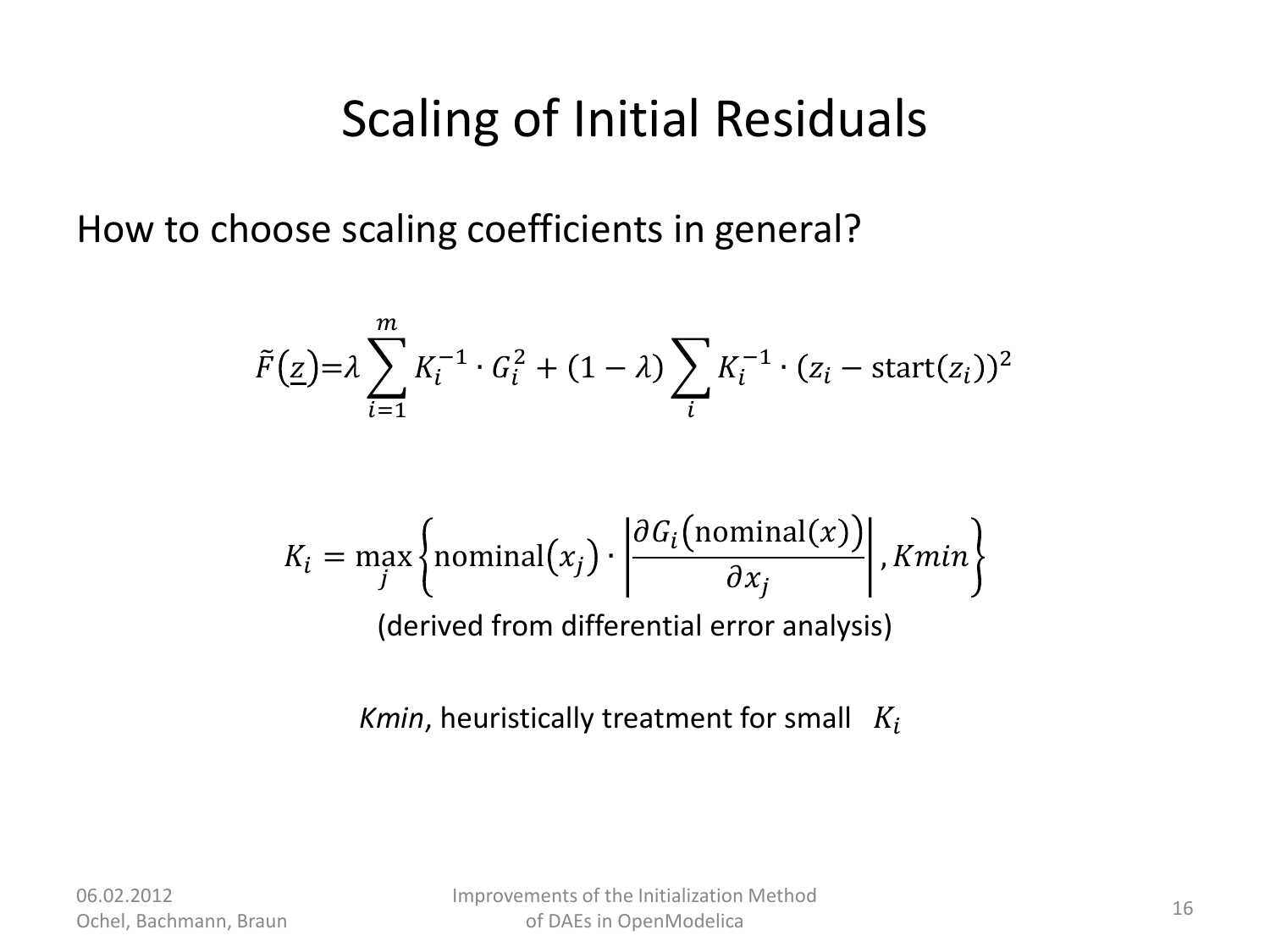# Scaling of Initial Residuals

How to choose scaling coefficients in general?

$$\tilde{F}(\underline{z}) = \lambda \sum_{i=1}^{m} K_i^{-1} \cdot G_i^2 + (1-\lambda) \sum_{i} K_i^{-1} \cdot (z_i - \mathrm{start}(z_i))^2$$

$$K_i = \max_j \left\{ \mathrm{nominal}(x_j) \cdot \left| \frac{\partial G_i(\mathrm{nominal}(x))}{\partial x_j} \right|, Kmin \right\}$$

(derived from differential error analysis)

*Kmin*, heuristically treatment for small $K_i$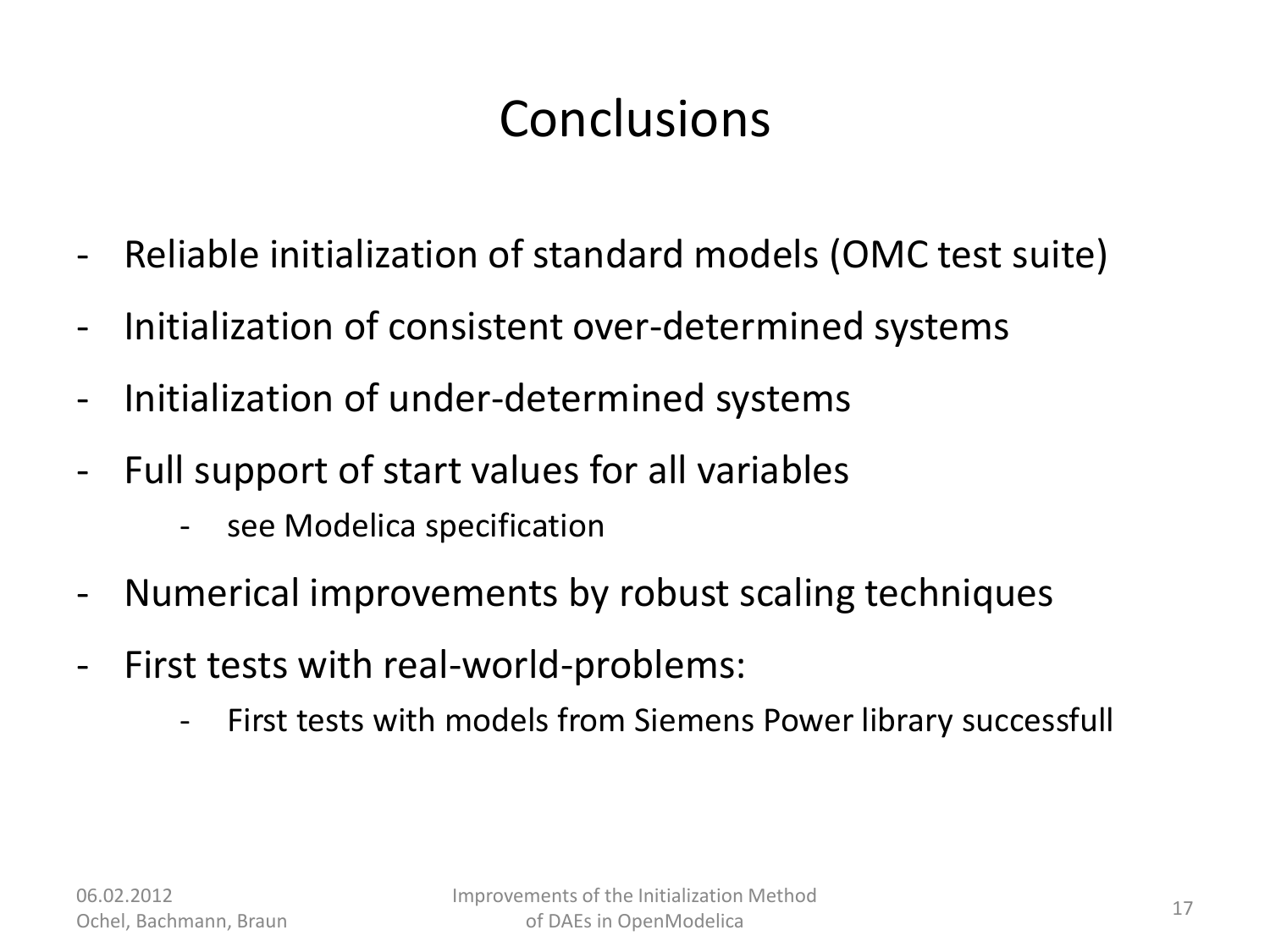# Conclusions

- Reliable initialization of standard models (OMC test suite)
- Initialization of consistent over-determined systems
- Initialization of under-determined systems
- Full support of start values for all variables
  - see Modelica specification
- Numerical improvements by robust scaling techniques
- First tests with real-world-problems:
  - First tests with models from Siemens Power library successfull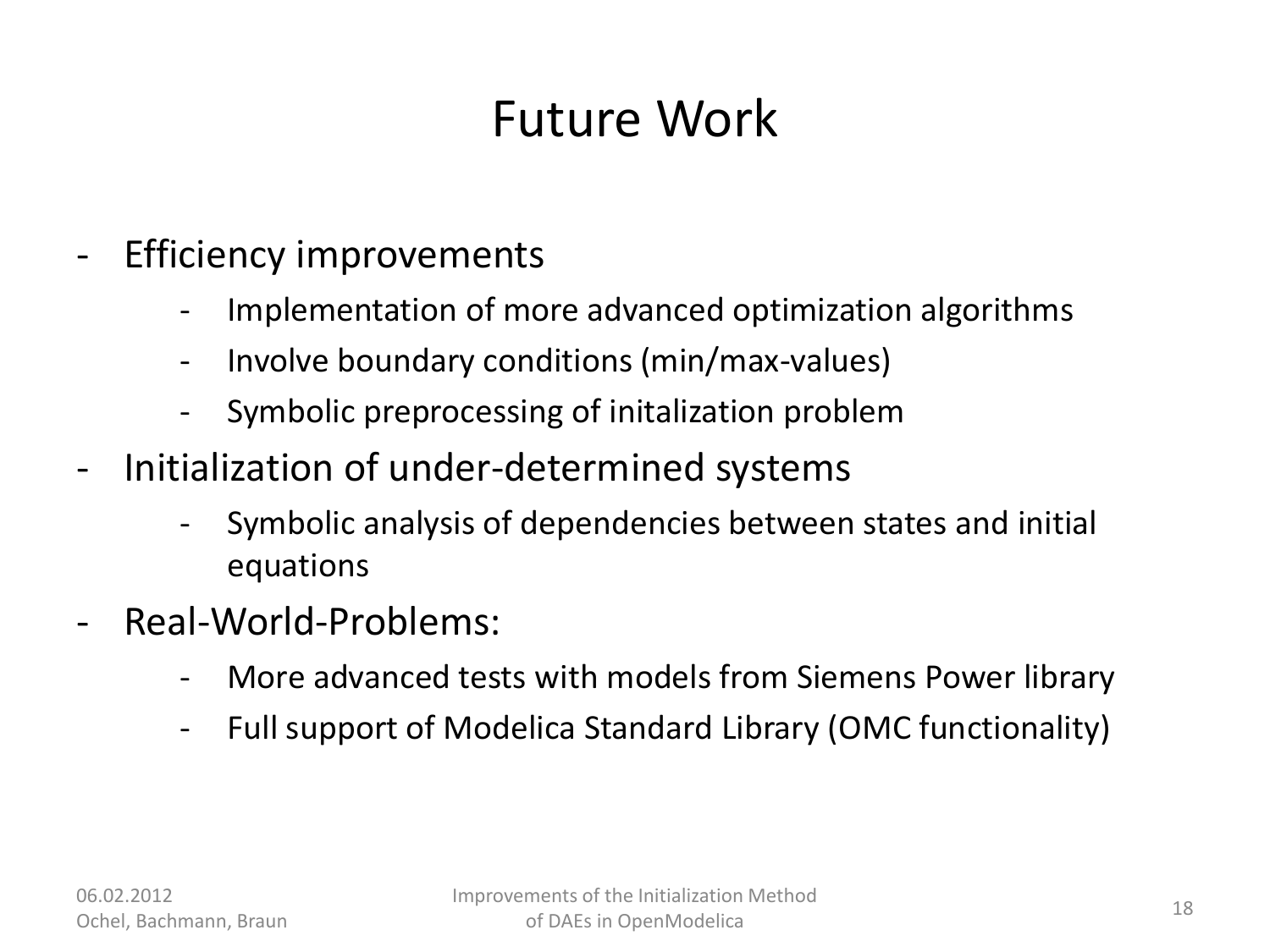# Future Work

- Efficiency improvements
  - Implementation of more advanced optimization algorithms
  - Involve boundary conditions (min/max-values)
  - Symbolic preprocessing of initalization problem
- Initialization of under-determined systems
  - Symbolic analysis of dependencies between states and initial equations
- Real-World-Problems:
  - More advanced tests with models from Siemens Power library
  - Full support of Modelica Standard Library (OMC functionality)